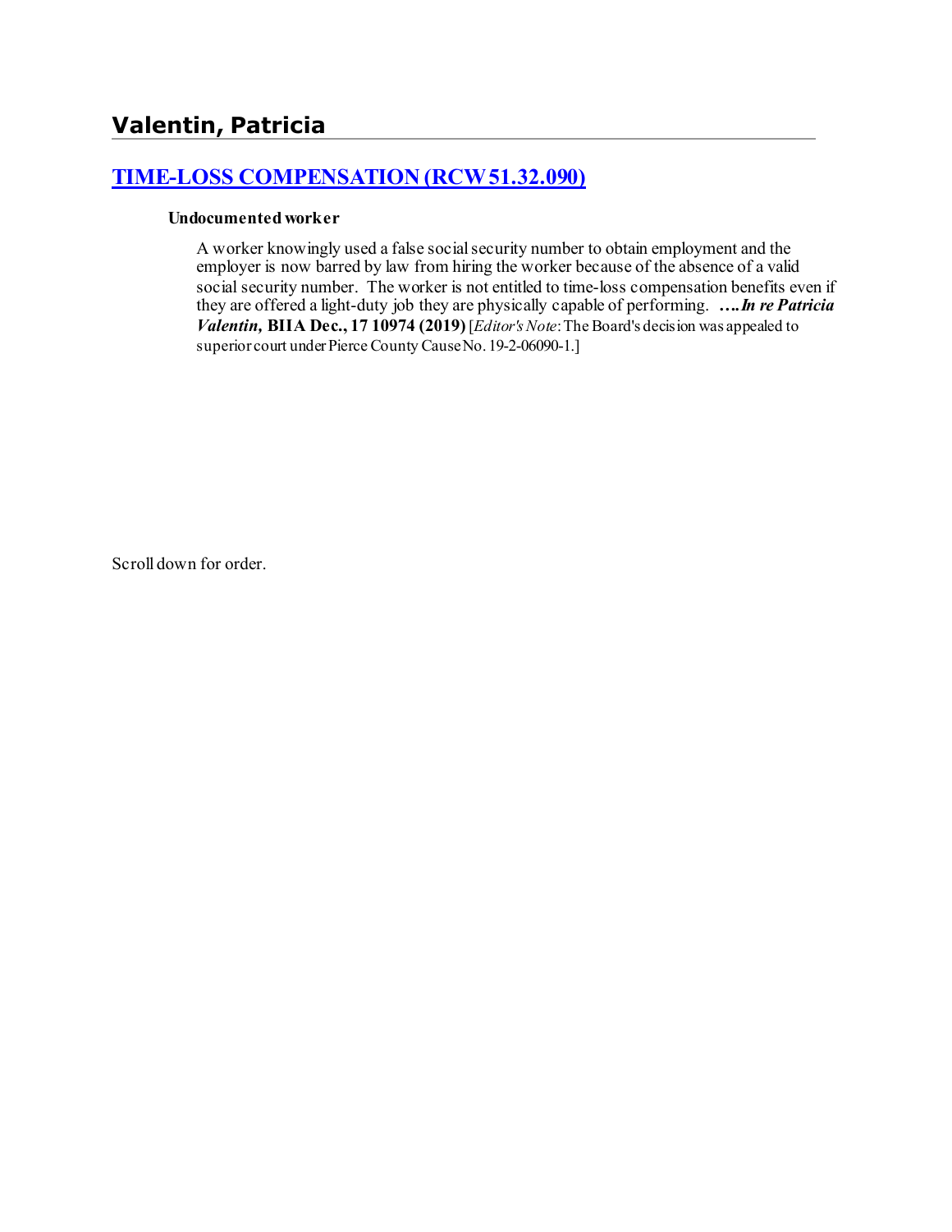# Valentin, Patricia

## [TIME-LOSS COMPENSATION (RCW 51.32.090)]

### Undocumented worker

A worker knowingly used a false social security number to obtain employment and the employer is now barred by law from hiring the worker because of the absence of a valid social security number. The worker is not entitled to time-loss compensation benefits even if they are offered a light-duty job they are physically capable of performing. ****….In re Patricia Valentin*, BIIA Dec., 17 10974 (2019)** [*Editor's Note*: The Board's decision was appealed to superior court under Pierce County Cause No. 19-2-06090-1.]

Scroll down for order.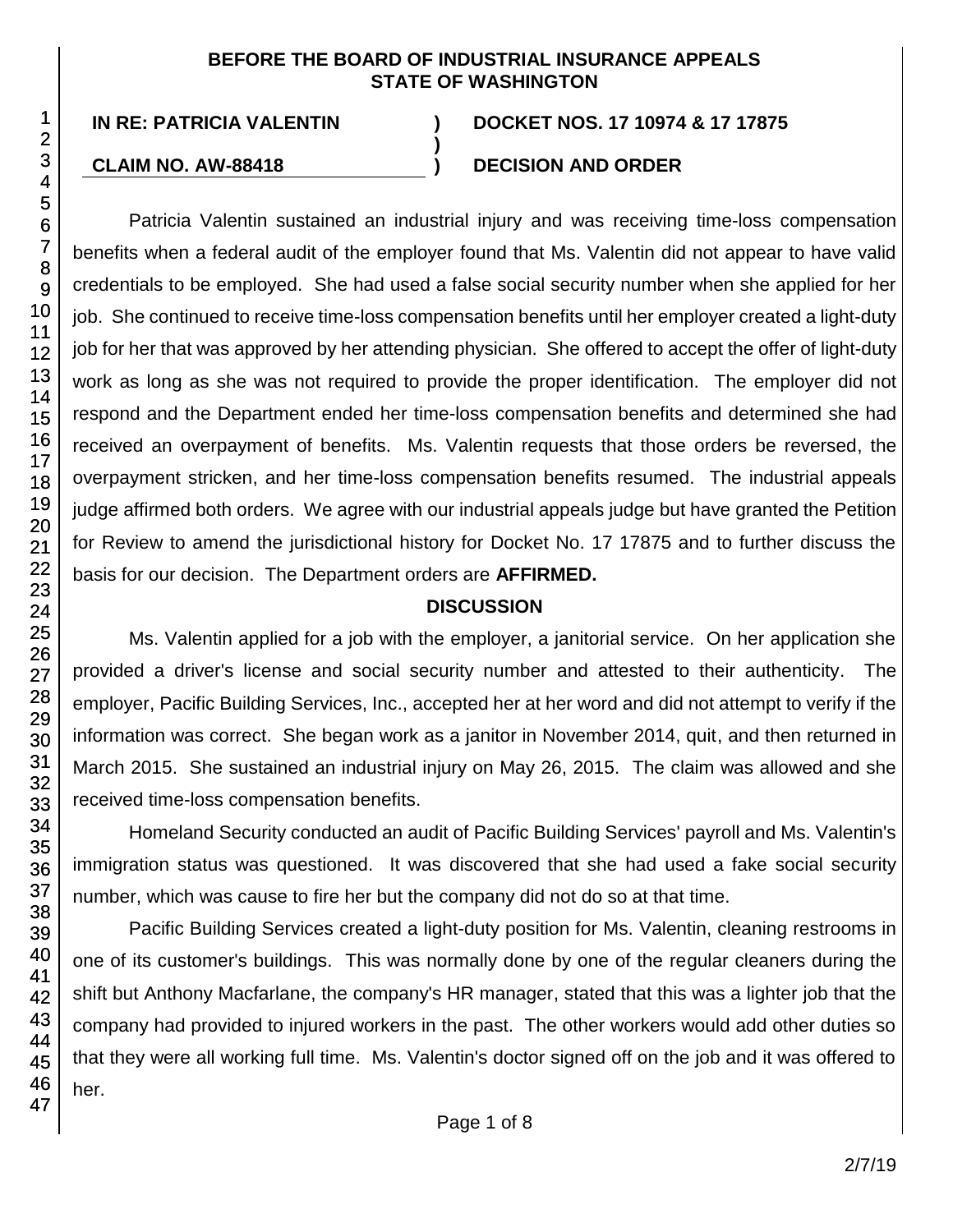**BEFORE THE BOARD OF INDUSTRIAL INSURANCE APPEALS**
**STATE OF WASHINGTON**

| | | |
|---|---|---|
| **IN RE: PATRICIA VALENTIN** | **)** | **DOCKET NOS. 17 10974 & 17 17875** |
| | **)** | |
| **CLAIM NO. AW-88418** | **)** | **DECISION AND ORDER** |

Patricia Valentin sustained an industrial injury and was receiving time-loss compensation benefits when a federal audit of the employer found that Ms. Valentin did not appear to have valid credentials to be employed. She had used a false social security number when she applied for her job. She continued to receive time-loss compensation benefits until her employer created a light-duty job for her that was approved by her attending physician. She offered to accept the offer of light-duty work as long as she was not required to provide the proper identification. The employer did not respond and the Department ended her time-loss compensation benefits and determined she had received an overpayment of benefits. Ms. Valentin requests that those orders be reversed, the overpayment stricken, and her time-loss compensation benefits resumed. The industrial appeals judge affirmed both orders. We agree with our industrial appeals judge but have granted the Petition for Review to amend the jurisdictional history for Docket No. 17 17875 and to further discuss the basis for our decision. The Department orders are **AFFIRMED.**

## DISCUSSION

Ms. Valentin applied for a job with the employer, a janitorial service. On her application she provided a driver's license and social security number and attested to their authenticity. The employer, Pacific Building Services, Inc., accepted her at her word and did not attempt to verify if the information was correct. She began work as a janitor in November 2014, quit, and then returned in March 2015. She sustained an industrial injury on May 26, 2015. The claim was allowed and she received time-loss compensation benefits.

Homeland Security conducted an audit of Pacific Building Services' payroll and Ms. Valentin's immigration status was questioned. It was discovered that she had used a fake social security number, which was cause to fire her but the company did not do so at that time.

Pacific Building Services created a light-duty position for Ms. Valentin, cleaning restrooms in one of its customer's buildings. This was normally done by one of the regular cleaners during the shift but Anthony Macfarlane, the company's HR manager, stated that this was a lighter job that the company had provided to injured workers in the past. The other workers would add other duties so that they were all working full time. Ms. Valentin's doctor signed off on the job and it was offered to her.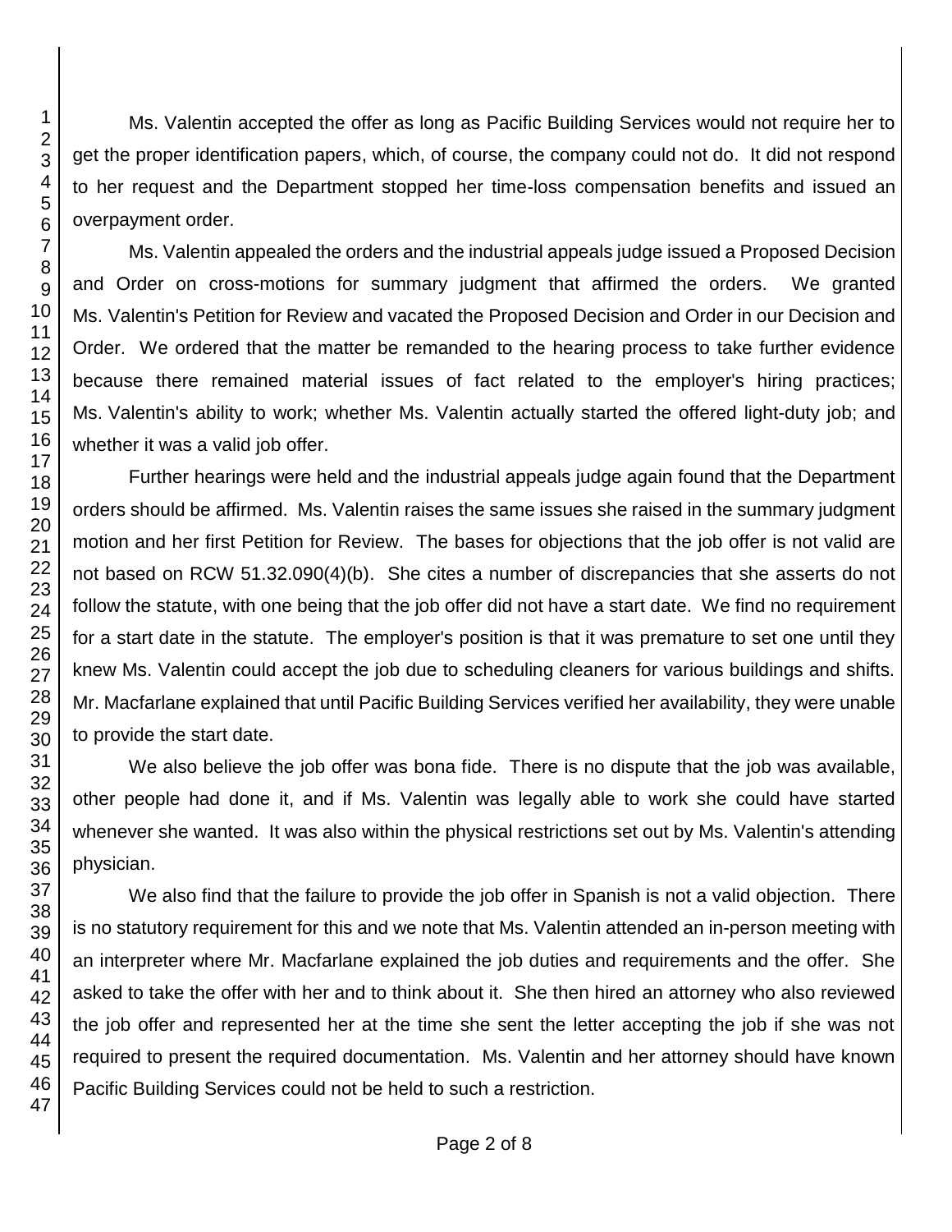Ms. Valentin accepted the offer as long as Pacific Building Services would not require her to get the proper identification papers, which, of course, the company could not do. It did not respond to her request and the Department stopped her time-loss compensation benefits and issued an overpayment order.

Ms. Valentin appealed the orders and the industrial appeals judge issued a Proposed Decision and Order on cross-motions for summary judgment that affirmed the orders. We granted Ms. Valentin's Petition for Review and vacated the Proposed Decision and Order in our Decision and Order. We ordered that the matter be remanded to the hearing process to take further evidence because there remained material issues of fact related to the employer's hiring practices; Ms. Valentin's ability to work; whether Ms. Valentin actually started the offered light-duty job; and whether it was a valid job offer.

Further hearings were held and the industrial appeals judge again found that the Department orders should be affirmed. Ms. Valentin raises the same issues she raised in the summary judgment motion and her first Petition for Review. The bases for objections that the job offer is not valid are not based on RCW 51.32.090(4)(b). She cites a number of discrepancies that she asserts do not follow the statute, with one being that the job offer did not have a start date. We find no requirement for a start date in the statute. The employer's position is that it was premature to set one until they knew Ms. Valentin could accept the job due to scheduling cleaners for various buildings and shifts. Mr. Macfarlane explained that until Pacific Building Services verified her availability, they were unable to provide the start date.

We also believe the job offer was bona fide. There is no dispute that the job was available, other people had done it, and if Ms. Valentin was legally able to work she could have started whenever she wanted. It was also within the physical restrictions set out by Ms. Valentin's attending physician.

We also find that the failure to provide the job offer in Spanish is not a valid objection. There is no statutory requirement for this and we note that Ms. Valentin attended an in-person meeting with an interpreter where Mr. Macfarlane explained the job duties and requirements and the offer. She asked to take the offer with her and to think about it. She then hired an attorney who also reviewed the job offer and represented her at the time she sent the letter accepting the job if she was not required to present the required documentation. Ms. Valentin and her attorney should have known Pacific Building Services could not be held to such a restriction.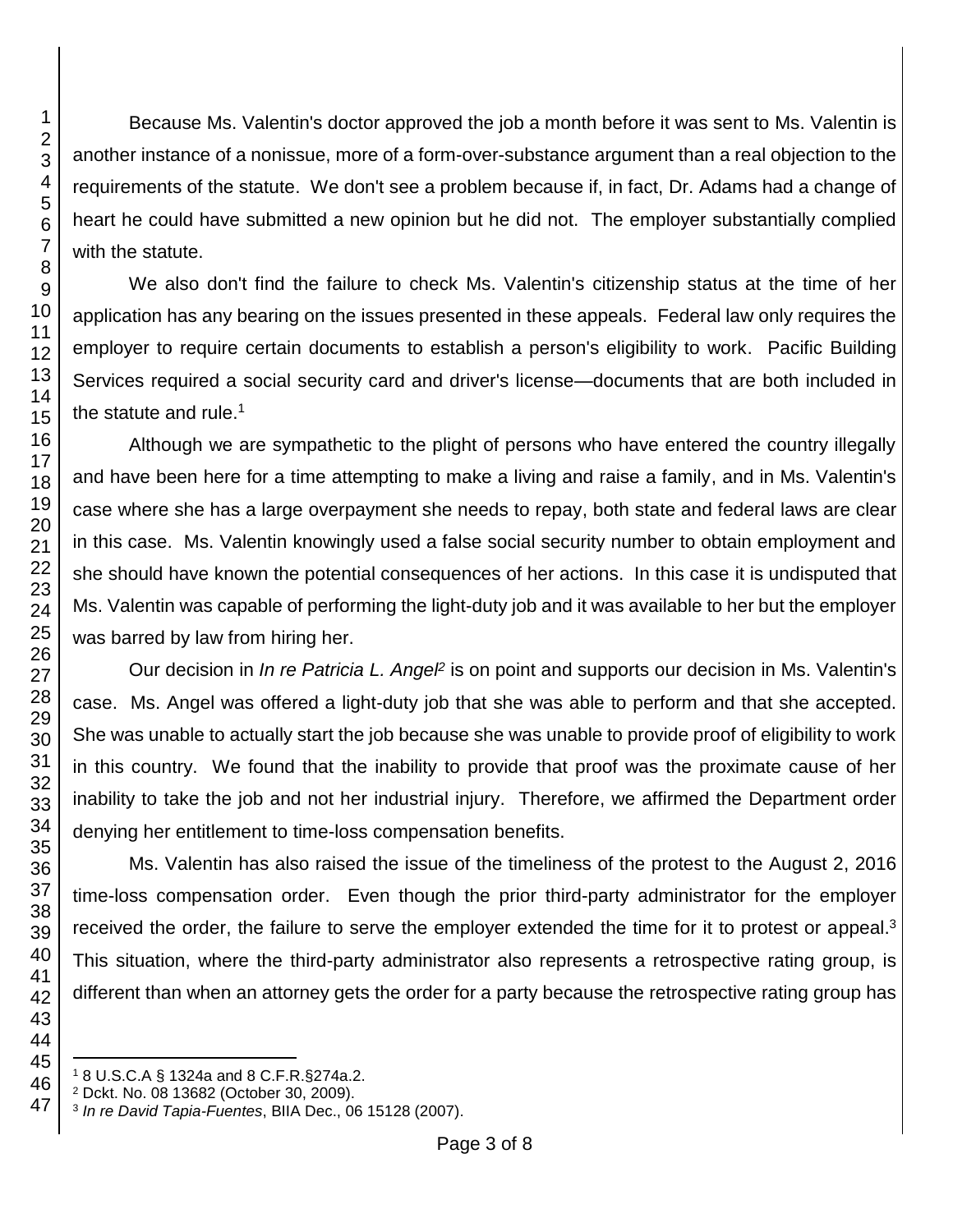Because Ms. Valentin's doctor approved the job a month before it was sent to Ms. Valentin is another instance of a nonissue, more of a form-over-substance argument than a real objection to the requirements of the statute. We don't see a problem because if, in fact, Dr. Adams had a change of heart he could have submitted a new opinion but he did not. The employer substantially complied with the statute.

We also don't find the failure to check Ms. Valentin's citizenship status at the time of her application has any bearing on the issues presented in these appeals. Federal law only requires the employer to require certain documents to establish a person's eligibility to work. Pacific Building Services required a social security card and driver's license—documents that are both included in the statute and rule.[1]

Although we are sympathetic to the plight of persons who have entered the country illegally and have been here for a time attempting to make a living and raise a family, and in Ms. Valentin's case where she has a large overpayment she needs to repay, both state and federal laws are clear in this case. Ms. Valentin knowingly used a false social security number to obtain employment and she should have known the potential consequences of her actions. In this case it is undisputed that Ms. Valentin was capable of performing the light-duty job and it was available to her but the employer was barred by law from hiring her.

Our decision in *In re Patricia L. Angel*[2] is on point and supports our decision in Ms. Valentin's case. Ms. Angel was offered a light-duty job that she was able to perform and that she accepted. She was unable to actually start the job because she was unable to provide proof of eligibility to work in this country. We found that the inability to provide that proof was the proximate cause of her inability to take the job and not her industrial injury. Therefore, we affirmed the Department order denying her entitlement to time-loss compensation benefits.

Ms. Valentin has also raised the issue of the timeliness of the protest to the August 2, 2016 time-loss compensation order. Even though the prior third-party administrator for the employer received the order, the failure to serve the employer extended the time for it to protest or appeal.[3] This situation, where the third-party administrator also represents a retrospective rating group, is different than when an attorney gets the order for a party because the retrospective rating group has

---

[1] 8 U.S.C.A § 1324a and 8 C.F.R.§274a.2.

[2] Dckt. No. 08 13682 (October 30, 2009).

[3] *In re David Tapia-Fuentes*, BIIA Dec., 06 15128 (2007).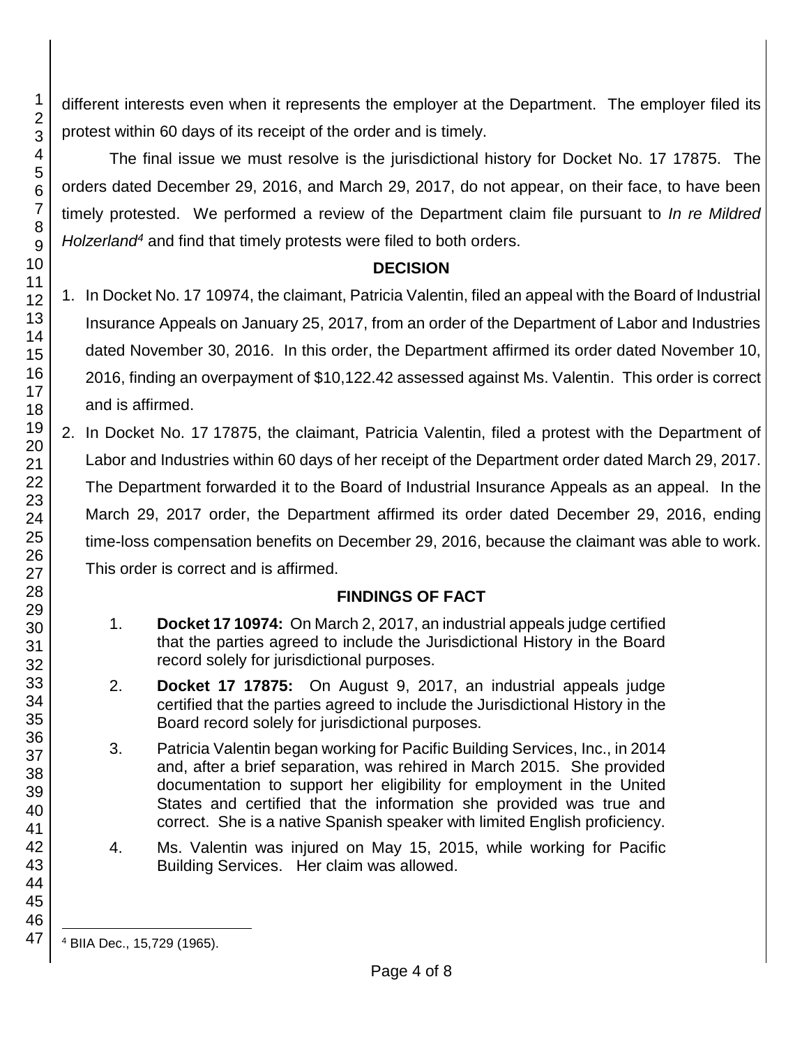different interests even when it represents the employer at the Department. The employer filed its protest within 60 days of its receipt of the order and is timely.

The final issue we must resolve is the jurisdictional history for Docket No. 17 17875. The orders dated December 29, 2016, and March 29, 2017, do not appear, on their face, to have been timely protested. We performed a review of the Department claim file pursuant to *In re Mildred Holzerland*[4] and find that timely protests were filed to both orders.

## DECISION

1. In Docket No. 17 10974, the claimant, Patricia Valentin, filed an appeal with the Board of Industrial Insurance Appeals on January 25, 2017, from an order of the Department of Labor and Industries dated November 30, 2016. In this order, the Department affirmed its order dated November 10, 2016, finding an overpayment of $10,122.42 assessed against Ms. Valentin. This order is correct and is affirmed.

2. In Docket No. 17 17875, the claimant, Patricia Valentin, filed a protest with the Department of Labor and Industries within 60 days of her receipt of the Department order dated March 29, 2017. The Department forwarded it to the Board of Industrial Insurance Appeals as an appeal. In the March 29, 2017 order, the Department affirmed its order dated December 29, 2016, ending time-loss compensation benefits on December 29, 2016, because the claimant was able to work. This order is correct and is affirmed.

## FINDINGS OF FACT

1. **Docket 17 10974:** On March 2, 2017, an industrial appeals judge certified that the parties agreed to include the Jurisdictional History in the Board record solely for jurisdictional purposes.

2. **Docket 17 17875:** On August 9, 2017, an industrial appeals judge certified that the parties agreed to include the Jurisdictional History in the Board record solely for jurisdictional purposes.

3. Patricia Valentin began working for Pacific Building Services, Inc., in 2014 and, after a brief separation, was rehired in March 2015. She provided documentation to support her eligibility for employment in the United States and certified that the information she provided was true and correct. She is a native Spanish speaker with limited English proficiency.

4. Ms. Valentin was injured on May 15, 2015, while working for Pacific Building Services. Her claim was allowed.

[4] BIIA Dec., 15,729 (1965).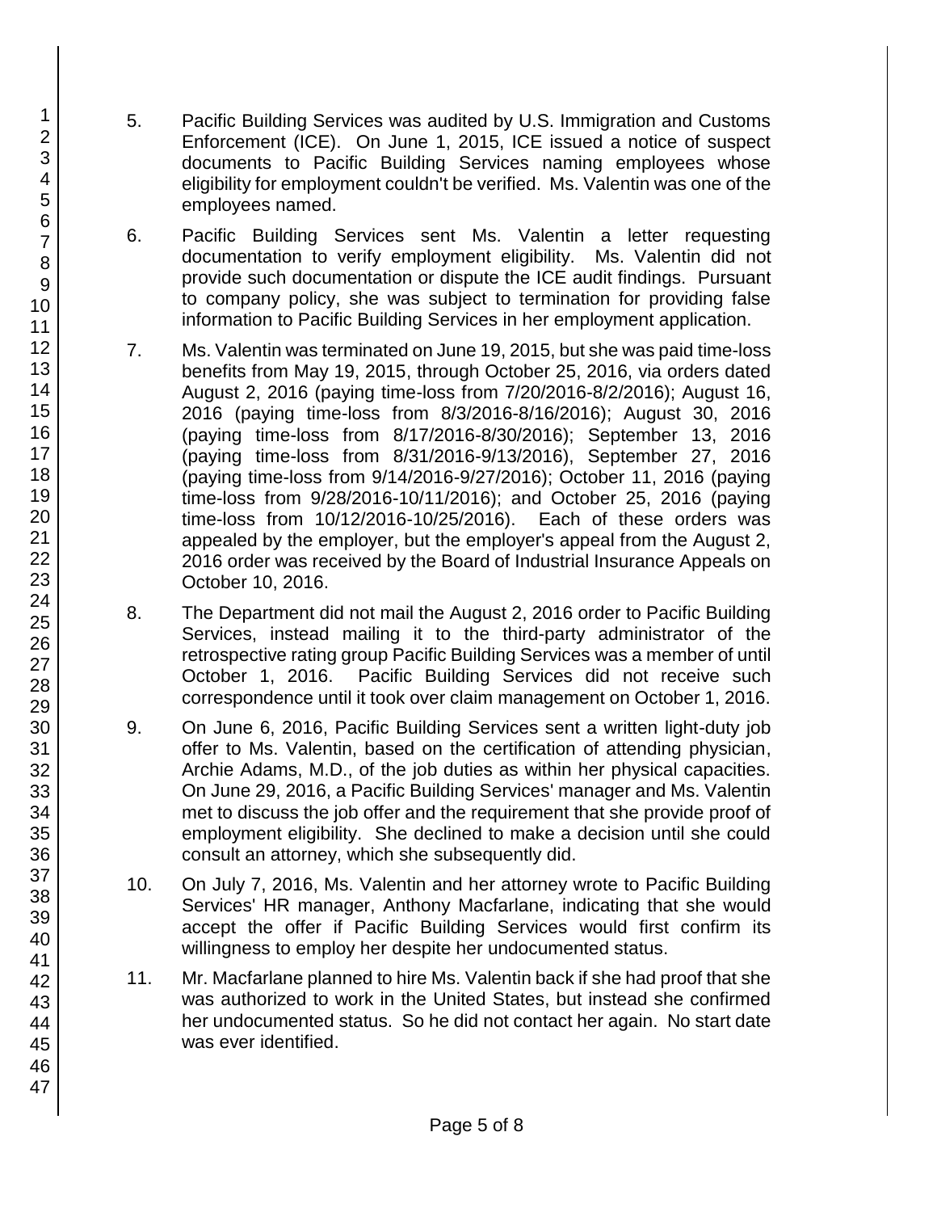5. Pacific Building Services was audited by U.S. Immigration and Customs Enforcement (ICE). On June 1, 2015, ICE issued a notice of suspect documents to Pacific Building Services naming employees whose eligibility for employment couldn't be verified. Ms. Valentin was one of the employees named.

6. Pacific Building Services sent Ms. Valentin a letter requesting documentation to verify employment eligibility. Ms. Valentin did not provide such documentation or dispute the ICE audit findings. Pursuant to company policy, she was subject to termination for providing false information to Pacific Building Services in her employment application.

7. Ms. Valentin was terminated on June 19, 2015, but she was paid time-loss benefits from May 19, 2015, through October 25, 2016, via orders dated August 2, 2016 (paying time-loss from 7/20/2016-8/2/2016); August 16, 2016 (paying time-loss from 8/3/2016-8/16/2016); August 30, 2016 (paying time-loss from 8/17/2016-8/30/2016); September 13, 2016 (paying time-loss from 8/31/2016-9/13/2016), September 27, 2016 (paying time-loss from 9/14/2016-9/27/2016); October 11, 2016 (paying time-loss from 9/28/2016-10/11/2016); and October 25, 2016 (paying time-loss from 10/12/2016-10/25/2016). Each of these orders was appealed by the employer, but the employer's appeal from the August 2, 2016 order was received by the Board of Industrial Insurance Appeals on October 10, 2016.

8. The Department did not mail the August 2, 2016 order to Pacific Building Services, instead mailing it to the third-party administrator of the retrospective rating group Pacific Building Services was a member of until October 1, 2016. Pacific Building Services did not receive such correspondence until it took over claim management on October 1, 2016.

9. On June 6, 2016, Pacific Building Services sent a written light-duty job offer to Ms. Valentin, based on the certification of attending physician, Archie Adams, M.D., of the job duties as within her physical capacities. On June 29, 2016, a Pacific Building Services' manager and Ms. Valentin met to discuss the job offer and the requirement that she provide proof of employment eligibility. She declined to make a decision until she could consult an attorney, which she subsequently did.

10. On July 7, 2016, Ms. Valentin and her attorney wrote to Pacific Building Services' HR manager, Anthony Macfarlane, indicating that she would accept the offer if Pacific Building Services would first confirm its willingness to employ her despite her undocumented status.

11. Mr. Macfarlane planned to hire Ms. Valentin back if she had proof that she was authorized to work in the United States, but instead she confirmed her undocumented status. So he did not contact her again. No start date was ever identified.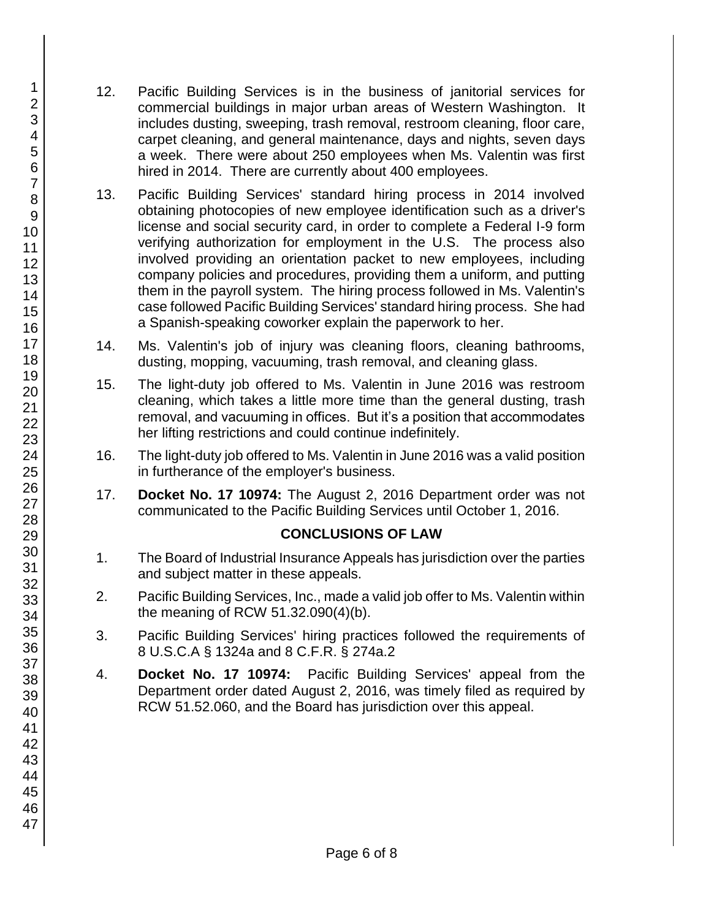12. Pacific Building Services is in the business of janitorial services for commercial buildings in major urban areas of Western Washington. It includes dusting, sweeping, trash removal, restroom cleaning, floor care, carpet cleaning, and general maintenance, days and nights, seven days a week. There were about 250 employees when Ms. Valentin was first hired in 2014. There are currently about 400 employees.

13. Pacific Building Services' standard hiring process in 2014 involved obtaining photocopies of new employee identification such as a driver's license and social security card, in order to complete a Federal I-9 form verifying authorization for employment in the U.S. The process also involved providing an orientation packet to new employees, including company policies and procedures, providing them a uniform, and putting them in the payroll system. The hiring process followed in Ms. Valentin's case followed Pacific Building Services' standard hiring process. She had a Spanish-speaking coworker explain the paperwork to her.

14. Ms. Valentin's job of injury was cleaning floors, cleaning bathrooms, dusting, mopping, vacuuming, trash removal, and cleaning glass.

15. The light-duty job offered to Ms. Valentin in June 2016 was restroom cleaning, which takes a little more time than the general dusting, trash removal, and vacuuming in offices. But it's a position that accommodates her lifting restrictions and could continue indefinitely.

16. The light-duty job offered to Ms. Valentin in June 2016 was a valid position in furtherance of the employer's business.

17. **Docket No. 17 10974:** The August 2, 2016 Department order was not communicated to the Pacific Building Services until October 1, 2016.

## CONCLUSIONS OF LAW

1. The Board of Industrial Insurance Appeals has jurisdiction over the parties and subject matter in these appeals.

2. Pacific Building Services, Inc., made a valid job offer to Ms. Valentin within the meaning of RCW 51.32.090(4)(b).

3. Pacific Building Services' hiring practices followed the requirements of 8 U.S.C.A § 1324a and 8 C.F.R. § 274a.2

4. **Docket No. 17 10974:** Pacific Building Services' appeal from the Department order dated August 2, 2016, was timely filed as required by RCW 51.52.060, and the Board has jurisdiction over this appeal.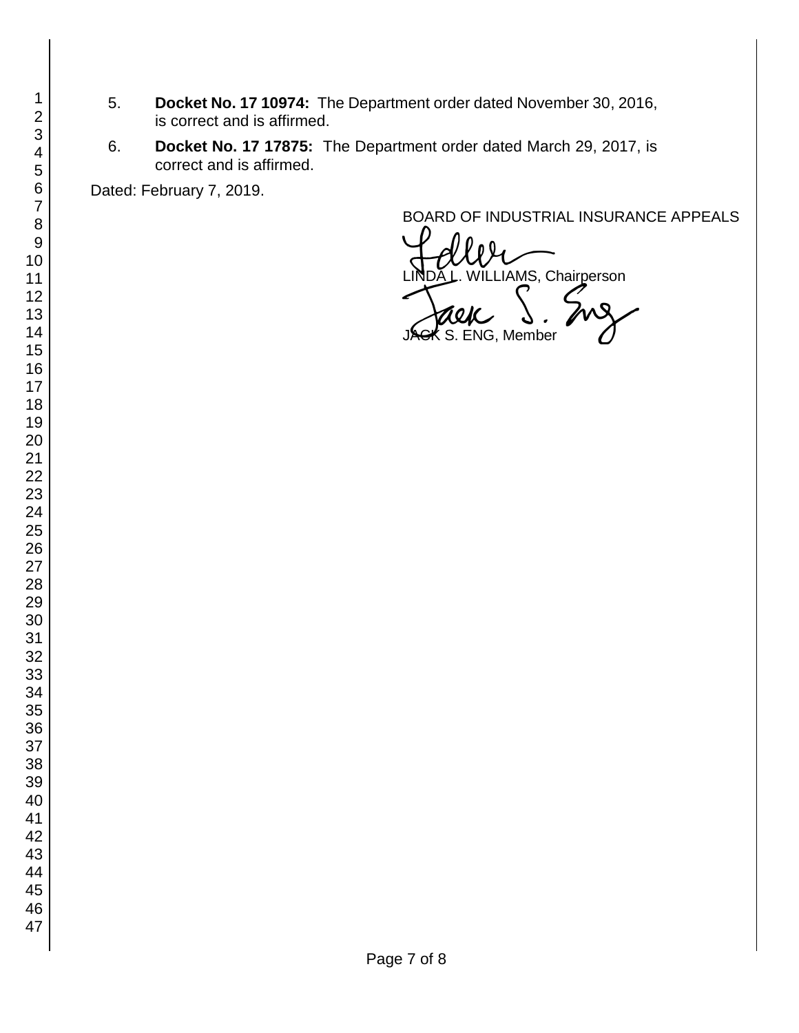5. **Docket No. 17 10974:** The Department order dated November 30, 2016, is correct and is affirmed.

6. **Docket No. 17 17875:** The Department order dated March 29, 2017, is correct and is affirmed.

Dated: February 7, 2019.

BOARD OF INDUSTRIAL INSURANCE APPEALS

LINDA L. WILLIAMS, Chairperson

JACK S. ENG, Member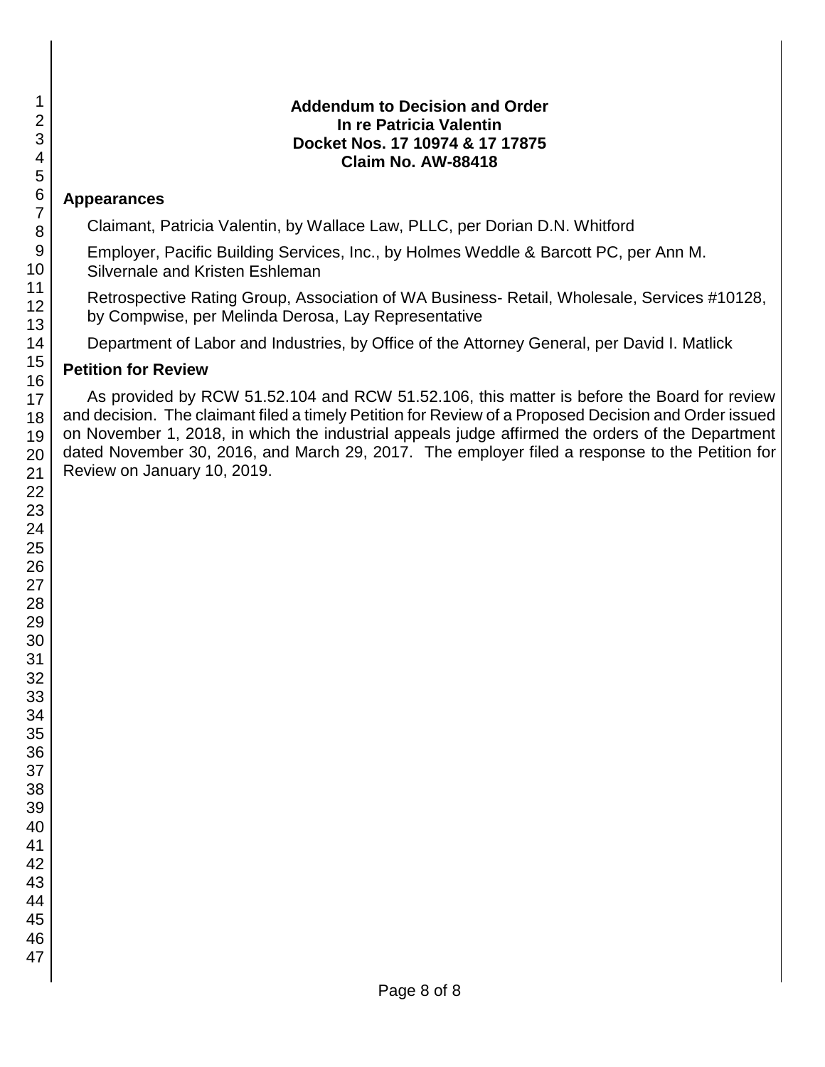**Addendum to Decision and Order**
**In re Patricia Valentin**
**Docket Nos. 17 10974 & 17 17875**
**Claim No. AW-88418**

## Appearances

Claimant, Patricia Valentin, by Wallace Law, PLLC, per Dorian D.N. Whitford

Employer, Pacific Building Services, Inc., by Holmes Weddle & Barcott PC, per Ann M. Silvernale and Kristen Eshleman

Retrospective Rating Group, Association of WA Business- Retail, Wholesale, Services #10128, by Compwise, per Melinda Derosa, Lay Representative

Department of Labor and Industries, by Office of the Attorney General, per David I. Matlick

## Petition for Review

As provided by RCW 51.52.104 and RCW 51.52.106, this matter is before the Board for review and decision. The claimant filed a timely Petition for Review of a Proposed Decision and Order issued on November 1, 2018, in which the industrial appeals judge affirmed the orders of the Department dated November 30, 2016, and March 29, 2017. The employer filed a response to the Petition for Review on January 10, 2019.